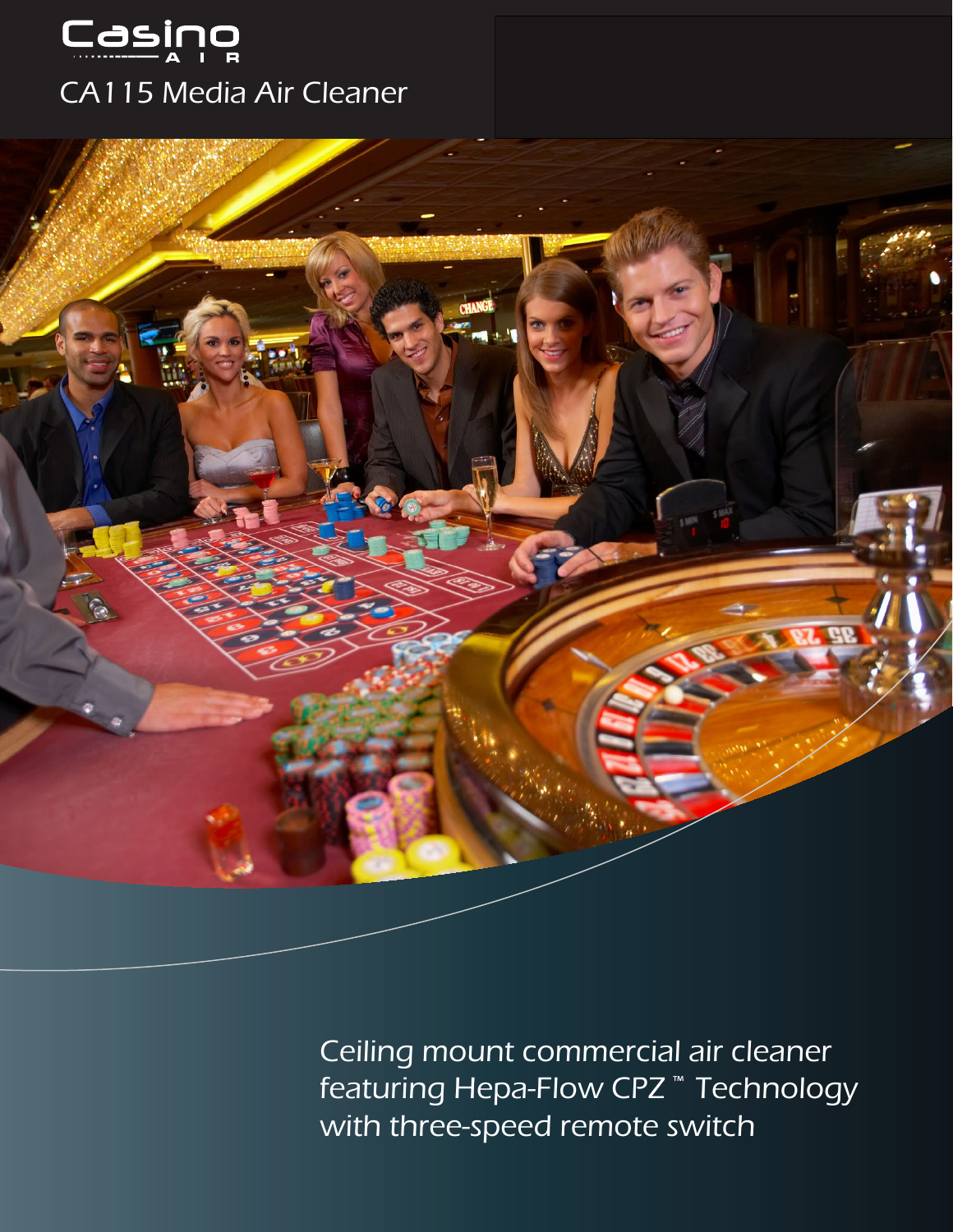# Casino AIR

## CA115 Media Air Cleaner

Ceiling mount commercial air cleaner featuring Hepa-Flow CPZ ™ Technology with three-speed remote switch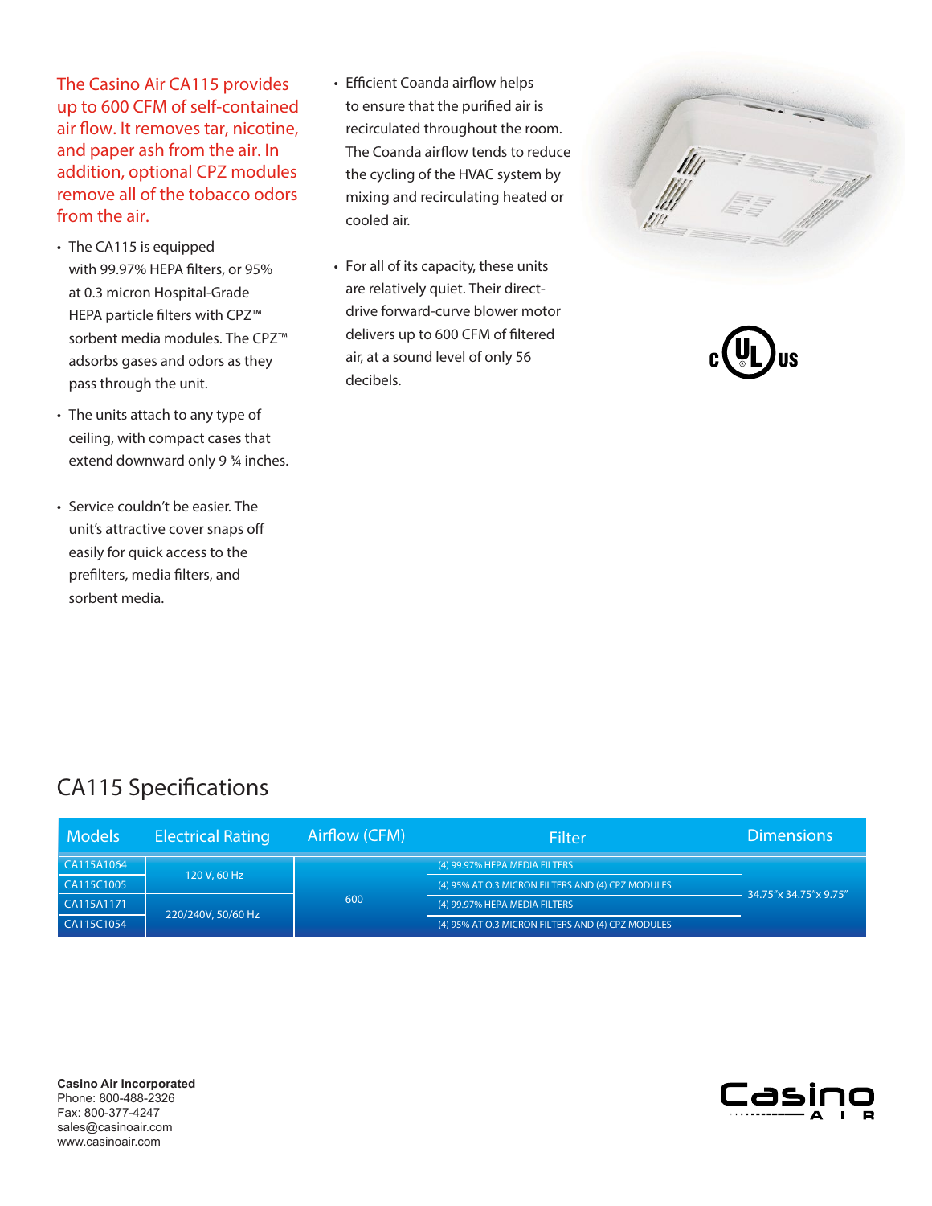The Casino Air CA115 provides up to 600 CFM of self-contained air flow. It removes tar, nicotine, and paper ash from the air. In addition, optional CPZ modules remove all of the tobacco odors from the air.

- The CA115 is equipped with 99.97% HEPA filters, or 95% at 0.3 micron Hospital-Grade HEPA particle filters with CPZ™ sorbent media modules. The CPZ™ adsorbs gases and odors as they pass through the unit.
- The units attach to any type of ceiling, with compact cases that extend downward only 9 ¾ inches.
- Service couldn't be easier. The unit's attractive cover snaps off easily for quick access to the prefilters, media filters, and sorbent media.
- Efficient Coanda airflow helps to ensure that the purified air is recirculated throughout the room. The Coanda airflow tends to reduce the cycling of the HVAC system by mixing and recirculating heated or cooled air.
- For all of its capacity, these units are relatively quiet. Their direct-drive forward-curve blower motor delivers up to 600 CFM of filtered air, at a sound level of only 56 decibels.

## CA115 Specifications

| Models | Electrical Rating | Airflow (CFM) | Filter | Dimensions |
|---|---|---|---|---|
| CA115A1064 | 120 V, 60 Hz | 600 | (4) 99.97% HEPA MEDIA FILTERS | 34.75"x 34.75"x 9.75" |
| CA115C1005 | | | (4) 95% AT O.3 MICRON FILTERS AND (4) CPZ MODULES | |
| CA115A1171 | 220/240V, 50/60 Hz | | (4) 99.97% HEPA MEDIA FILTERS | |
| CA115C1054 | | | (4) 95% AT O.3 MICRON FILTERS AND (4) CPZ MODULES | |

**Casino Air Incorporated**
Phone: 800-488-2326
Fax: 800-377-4247
sales@casinoair.com
www.casinoair.com